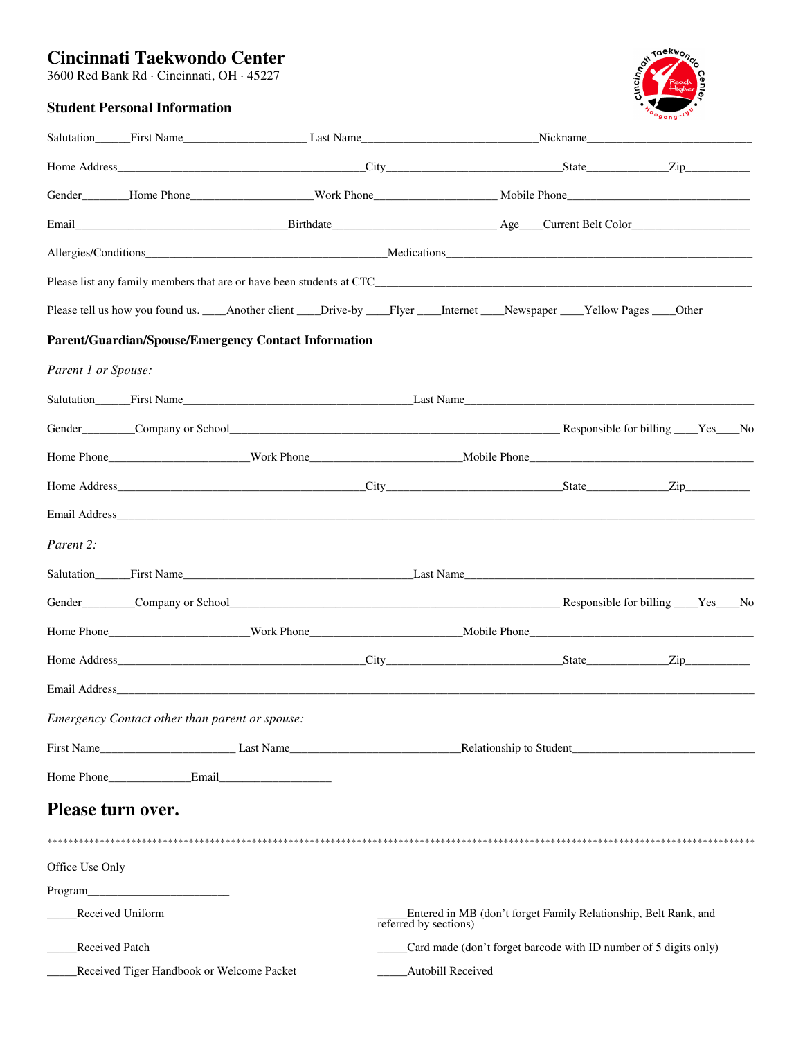# Cincinnati Taekwondo Center

3600 Red Bank Rd · Cincinnati, OH · 45227

## Student Personal Information

Salutation______First Name_____________________ Last Name_____________________________Nickname____________________________

Home Address__________________________________________City______________________________State______________Zip___________

Gender________Home Phone_____________________Work Phone____________________ Mobile Phone_______________________________

Email____________________________________Birthdate___________________________ Age____Current Belt Color____________________

Allergies/Conditions_________________________________________Medications____________________________________________________

Please list any family members that are or have been students at CTC____________________________________________________________

Please tell us how you found us. ____Another client ____Drive-by ____Flyer ____Internet ____Newspaper ____Yellow Pages ____Other

## Parent/Guardian/Spouse/Emergency Contact Information

*Parent 1 or Spouse:*

Salutation______First Name______________________________________Last Name_________________________________________________

Gender_________Company or School_________________________________________________________ Responsible for billing ____Yes____No

Home Phone________________________Work Phone_________________________Mobile Phone_____________________________________

Home Address__________________________________________City______________________________State______________Zip___________

Email Address________________________________________________________________________________________________________

*Parent 2:*

Salutation______First Name______________________________________Last Name_________________________________________________

Gender_________Company or School_________________________________________________________ Responsible for billing ____Yes____No

Home Phone________________________Work Phone_________________________Mobile Phone_____________________________________

Home Address__________________________________________City______________________________State______________Zip___________

Email Address________________________________________________________________________________________________________

*Emergency Contact other than parent or spouse:*

First Name_______________________ Last Name____________________________Relationship to Student_______________________________

Home Phone______________Email___________________

# Please turn over.

************************************************************************************************************************************

Office Use Only

Program________________________

_____Received Uniform

_____Received Patch

_____Received Tiger Handbook or Welcome Packet

_____Entered in MB (don't forget Family Relationship, Belt Rank, and referred by sections)

_____Card made (don't forget barcode with ID number of 5 digits only)

_____Autobill Received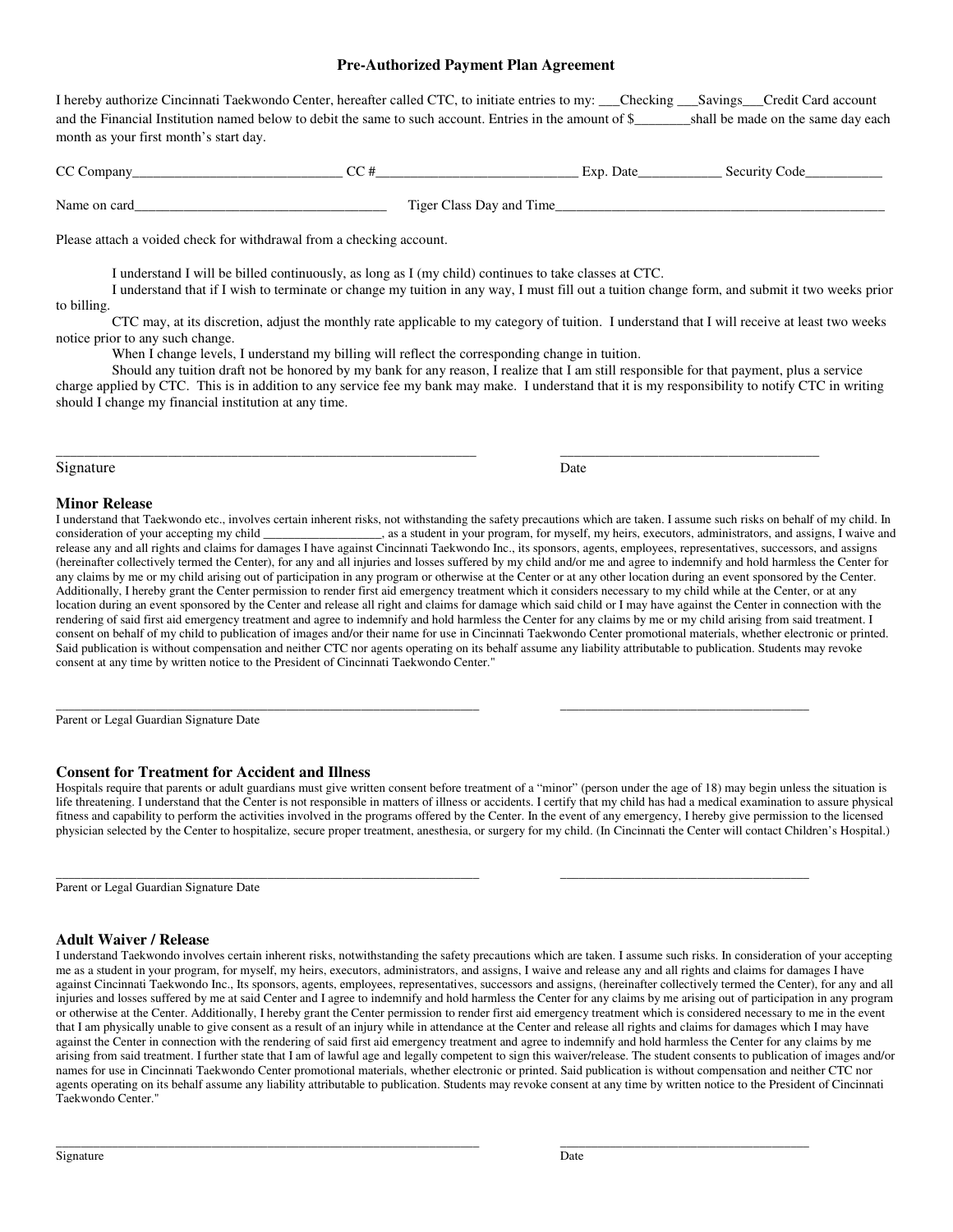# Pre-Authorized Payment Plan Agreement

I hereby authorize Cincinnati Taekwondo Center, hereafter called CTC, to initiate entries to my: ___Checking ___Savings___Credit Card account and the Financial Institution named below to debit the same to such account. Entries in the amount of $________shall be made on the same day each month as your first month's start day.

CC Company______________________________ CC #_____________________________ Exp. Date____________ Security Code___________

Name on card____________________________________ Tiger Class Day and Time_________________________________________________

Please attach a voided check for withdrawal from a checking account.

I understand I will be billed continuously, as long as I (my child) continues to take classes at CTC.

I understand that if I wish to terminate or change my tuition in any way, I must fill out a tuition change form, and submit it two weeks prior to billing.

CTC may, at its discretion, adjust the monthly rate applicable to my category of tuition. I understand that I will receive at least two weeks notice prior to any such change.

When I change levels, I understand my billing will reflect the corresponding change in tuition.

Should any tuition draft not be honored by my bank for any reason, I realize that I am still responsible for that payment, plus a service charge applied by CTC. This is in addition to any service fee my bank may make. I understand that it is my responsibility to notify CTC in writing should I change my financial institution at any time.

___________________________________________________________ ____________________________________

Signature Date

### Minor Release

I understand that Taekwondo etc., involves certain inherent risks, not withstanding the safety precautions which are taken. I assume such risks on behalf of my child. In consideration of your accepting my child ___________________, as a student in your program, for myself, my heirs, executors, administrators, and assigns, I waive and release any and all rights and claims for damages I have against Cincinnati Taekwondo Inc., its sponsors, agents, employees, representatives, successors, and assigns (hereinafter collectively termed the Center), for any and all injuries and losses suffered by my child and/or me and agree to indemnify and hold harmless the Center for any claims by me or my child arising out of participation in any program or otherwise at the Center or at any other location during an event sponsored by the Center. Additionally, I hereby grant the Center permission to render first aid emergency treatment which it considers necessary to my child while at the Center, or at any location during an event sponsored by the Center and release all right and claims for damage which said child or I may have against the Center in connection with the rendering of said first aid emergency treatment and agree to indemnify and hold harmless the Center for any claims by me or my child arising from said treatment. I consent on behalf of my child to publication of images and/or their name for use in Cincinnati Taekwondo Center promotional materials, whether electronic or printed. Said publication is without compensation and neither CTC nor agents operating on its behalf assume any liability attributable to publication. Students may revoke consent at any time by written notice to the President of Cincinnati Taekwondo Center."

___________________________________________________________ ____________________________________

Parent or Legal Guardian Signature Date

### Consent for Treatment for Accident and Illness

Hospitals require that parents or adult guardians must give written consent before treatment of a "minor" (person under the age of 18) may begin unless the situation is life threatening. I understand that the Center is not responsible in matters of illness or accidents. I certify that my child has had a medical examination to assure physical fitness and capability to perform the activities involved in the programs offered by the Center. In the event of any emergency, I hereby give permission to the licensed physician selected by the Center to hospitalize, secure proper treatment, anesthesia, or surgery for my child. (In Cincinnati the Center will contact Children's Hospital.)

___________________________________________________________ ____________________________________

Parent or Legal Guardian Signature Date

### Adult Waiver / Release

I understand Taekwondo involves certain inherent risks, notwithstanding the safety precautions which are taken. I assume such risks. In consideration of your accepting me as a student in your program, for myself, my heirs, executors, administrators, and assigns, I waive and release any and all rights and claims for damages I have against Cincinnati Taekwondo Inc., Its sponsors, agents, employees, representatives, successors and assigns, (hereinafter collectively termed the Center), for any and all injuries and losses suffered by me at said Center and I agree to indemnify and hold harmless the Center for any claims by me arising out of participation in any program or otherwise at the Center. Additionally, I hereby grant the Center permission to render first aid emergency treatment which is considered necessary to me in the event that I am physically unable to give consent as a result of an injury while in attendance at the Center and release all rights and claims for damages which I may have against the Center in connection with the rendering of said first aid emergency treatment and agree to indemnify and hold harmless the Center for any claims by me arising from said treatment. I further state that I am of lawful age and legally competent to sign this waiver/release. The student consents to publication of images and/or names for use in Cincinnati Taekwondo Center promotional materials, whether electronic or printed. Said publication is without compensation and neither CTC nor agents operating on its behalf assume any liability attributable to publication. Students may revoke consent at any time by written notice to the President of Cincinnati Taekwondo Center."

___________________________________________________________ ____________________________________

Signature Date